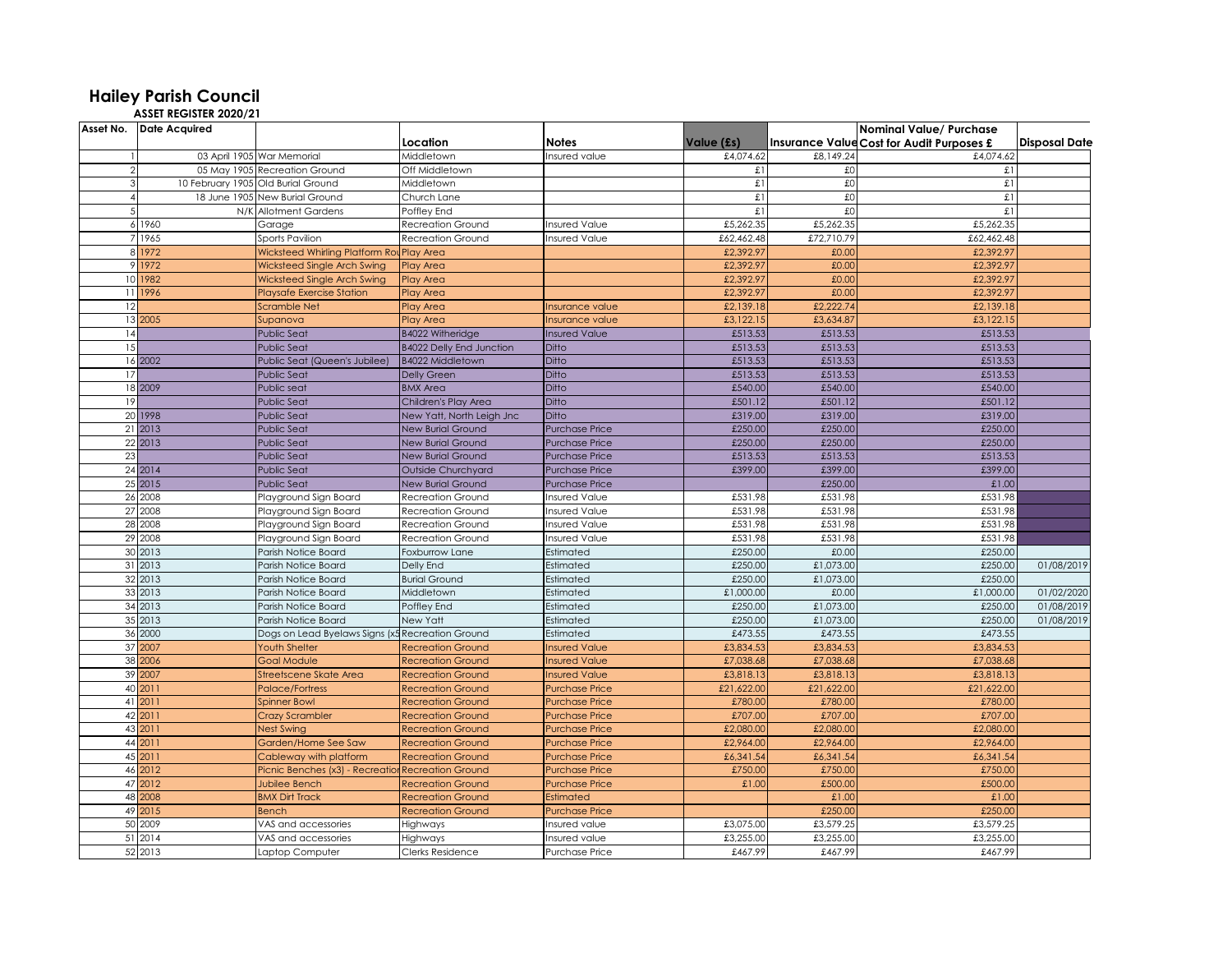# Hailey Parish Council

**ASSET REGISTER 2020/21**

| Asset No. | Date Acquired | | Location | Notes | Value (£s) | Insurance Value | Nominal Value/ Purchase Cost for Audit Purposes £ | Disposal Date |
|---|---|---|---|---|---|---|---|---|
| 1 | 03 April 1905 | War Memorial | Middletown | Insured value | £4,074.62 | £8,149.24 | £4,074.62 | |
| 2 | 05 May 1905 | Recreation Ground | Off Middletown | | £1 | £0 | £1 | |
| 3 | 10 February 1905 | Old Burial Ground | Middletown | | £1 | £0 | £1 | |
| 4 | 18 June 1905 | New Burial Ground | Church Lane | | £1 | £0 | £1 | |
| 5 | N/K | Allotment Gardens | Poffley End | | £1 | £0 | £1 | |
| 6 | 1960 | Garage | Recreation Ground | Insured Value | £5,262.35 | £5,262.35 | £5,262.35 | |
| 7 | 1965 | Sports Pavilion | Recreation Ground | Insured Value | £62,462.48 | £72,710.79 | £62,462.48 | |
| 8 | 1972 | Wicksteed Whirling Platform Rou | Play Area | | £2,392.97 | £0.00 | £2,392.97 | |
| 9 | 1972 | Wicksteed Single Arch Swing | Play Area | | £2,392.97 | £0.00 | £2,392.97 | |
| 10 | 1982 | Wicksteed Single Arch Swing | Play Area | | £2,392.97 | £0.00 | £2,392.97 | |
| 11 | 1996 | Playsafe Exercise Station | Play Area | | £2,392.97 | £0.00 | £2,392.97 | |
| 12 | | Scramble Net | Play Area | Insurance value | £2,139.18 | £2,222.74 | £2,139.18 | |
| 13 | 2005 | Supanova | Play Area | Insurance value | £3,122.15 | £3,634.87 | £3,122.15 | |
| 14 | | Public Seat | B4022 Witheridge | Insured Value | £513.53 | £513.53 | £513.53 | |
| 15 | | Public Seat | B4022 Delly End Junction | Ditto | £513.53 | £513.53 | £513.53 | |
| 16 | 2002 | Public Seat (Queen's Jubilee) | B4022 Middletown | Ditto | £513.53 | £513.53 | £513.53 | |
| 17 | | Public Seat | Delly Green | Ditto | £513.53 | £513.53 | £513.53 | |
| 18 | 2009 | Public seat | BMX Area | Ditto | £540.00 | £540.00 | £540.00 | |
| 19 | | Public Seat | Children's Play Area | Ditto | £501.12 | £501.12 | £501.12 | |
| 20 | 1998 | Public Seat | New Yatt, North Leigh Jnc | Ditto | £319.00 | £319.00 | £319.00 | |
| 21 | 2013 | Public Seat | New Burial Ground | Purchase Price | £250.00 | £250.00 | £250.00 | |
| 22 | 2013 | Public Seat | New Burial Ground | Purchase Price | £250.00 | £250.00 | £250.00 | |
| 23 | | Public Seat | New Burial Ground | Purchase Price | £513.53 | £513.53 | £513.53 | |
| 24 | 2014 | Public Seat | Outside Churchyard | Purchase Price | £399.00 | £399.00 | £399.00 | |
| 25 | 2015 | Public Seat | New Burial Ground | Purchase Price | | £250.00 | £1.00 | |
| 26 | 2008 | Playground Sign Board | Recreation Ground | Insured Value | £531.98 | £531.98 | £531.98 | |
| 27 | 2008 | Playground Sign Board | Recreation Ground | Insured Value | £531.98 | £531.98 | £531.98 | |
| 28 | 2008 | Playground Sign Board | Recreation Ground | Insured Value | £531.98 | £531.98 | £531.98 | |
| 29 | 2008 | Playground Sign Board | Recreation Ground | Insured Value | £531.98 | £531.98 | £531.98 | |
| 30 | 2013 | Parish Notice Board | Foxburrow Lane | Estimated | £250.00 | £0.00 | £250.00 | |
| 31 | 2013 | Parish Notice Board | Delly End | Estimated | £250.00 | £1,073.00 | £250.00 | 01/08/2019 |
| 32 | 2013 | Parish Notice Board | Burial Ground | Estimated | £250.00 | £1,073.00 | £250.00 | |
| 33 | 2013 | Parish Notice Board | Middletown | Estimated | £1,000.00 | £0.00 | £1,000.00 | 01/02/2020 |
| 34 | 2013 | Parish Notice Board | Poffley End | Estimated | £250.00 | £1,073.00 | £250.00 | 01/08/2019 |
| 35 | 2013 | Parish Notice Board | New Yatt | Estimated | £250.00 | £1,073.00 | £250.00 | 01/08/2019 |
| 36 | 2000 | Dogs on Lead Byelaws Signs (x5 | Recreation Ground | Estimated | £473.55 | £473.55 | £473.55 | |
| 37 | 2007 | Youth Shelter | Recreation Ground | Insured Value | £3,834.53 | £3,834.53 | £3,834.53 | |
| 38 | 2006 | Goal Module | Recreation Ground | Insured Value | £7,038.68 | £7,038.68 | £7,038.68 | |
| 39 | 2007 | Streetscene Skate Area | Recreation Ground | Insured Value | £3,818.13 | £3,818.13 | £3,818.13 | |
| 40 | 2011 | Palace/Fortress | Recreation Ground | Purchase Price | £21,622.00 | £21,622.00 | £21,622.00 | |
| 41 | 2011 | Spinner Bowl | Recreation Ground | Purchase Price | £780.00 | £780.00 | £780.00 | |
| 42 | 2011 | Crazy Scrambler | Recreation Ground | Purchase Price | £707.00 | £707.00 | £707.00 | |
| 43 | 2011 | Nest Swing | Recreation Ground | Purchase Price | £2,080.00 | £2,080.00 | £2,080.00 | |
| 44 | 2011 | Garden/Home See Saw | Recreation Ground | Purchase Price | £2,964.00 | £2,964.00 | £2,964.00 | |
| 45 | 2011 | Cableway with platform | Recreation Ground | Purchase Price | £6,341.54 | £6,341.54 | £6,341.54 | |
| 46 | 2012 | Picnic Benches (x3) - Recreatior | Recreation Ground | Purchase Price | £750.00 | £750.00 | £750.00 | |
| 47 | 2012 | Jubilee Bench | Recreation Ground | Purchase Price | £1.00 | £500.00 | £500.00 | |
| 48 | 2008 | BMX Dirt Track | Recreation Ground | Estimated | | £1.00 | £1.00 | |
| 49 | 2015 | Bench | Recreation Ground | Purchase Price | | £250.00 | £250.00 | |
| 50 | 2009 | VAS and accessories | Highways | Insured value | £3,075.00 | £3,579.25 | £3,579.25 | |
| 51 | 2014 | VAS and accessories | Highways | Insured value | £3,255.00 | £3,255.00 | £3,255.00 | |
| 52 | 2013 | Laptop Computer | Clerks Residence | Purchase Price | £467.99 | £467.99 | £467.99 | |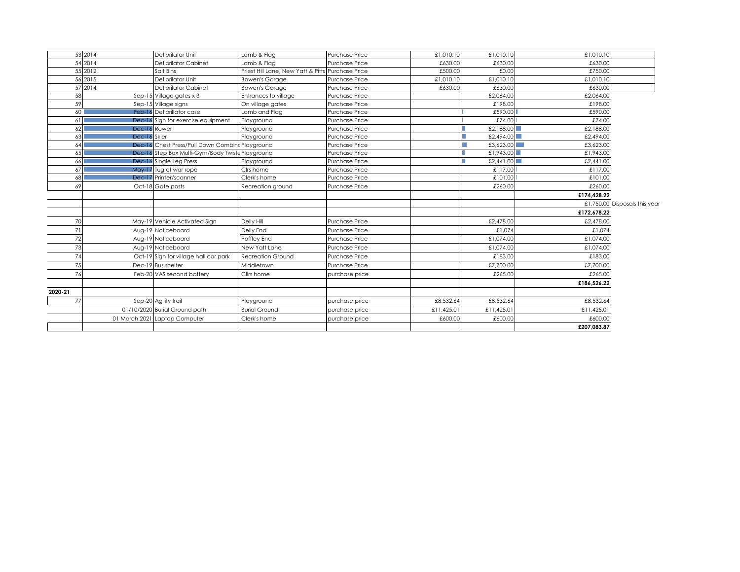| | | | | | | | | |
|---|---|---|---|---|---|---|---|---|
| 53 | 2014 | | Defibrilator Unit | Lamb & Flag | Purchase Price | £1,010.10 | £1,010.10 | £1,010.10 |
| 54 | 2014 | | Defibrilator Cabinet | Lamb & Flag | Purchase Price | £630.00 | £630.00 | £630.00 |
| 55 | 2012 | | Salt Bins | Priest Hill Lane, New Yatt & Pitts | Purchase Price | £500.00 | £0.00 | £750.00 |
| 56 | 2015 | | Defibrilator Unit | Bowen's Garage | Purchase Price | £1,010.10 | £1,010.10 | £1,010.10 |
| 57 | 2014 | | Defibrilator Cabinet | Bowen's Garage | Purchase Price | £630.00 | £630.00 | £630.00 |
| 58 | | Sep-15 | Village gates x 3 | Entrances to village | Purchase Price | | £2,064.00 | £2,064.00 |
| 59 | | Sep-15 | Village signs | On village gates | Purchase Price | | £198.00 | £198.00 |
| 60 | | Feb-16 | Defibrillator case | Lamb and Flag | Purchase Price | | £590.00 | £590.00 |
| 61 | | Dec-16 | Sign for exercise equipment | Playground | Purchase Price | | £74.00 | £74.00 |
| 62 | | Dec-16 | Rower | Playground | Purchase Price | | £2,188.00 | £2,188.00 |
| 63 | | Dec-16 | Skier | Playground | Purchase Price | | £2,494.00 | £2,494.00 |
| 64 | | Dec-16 | Chest Press/Pull Down Combind | Playground | Purchase Price | | £3,623.00 | £3,623.00 |
| 65 | | Dec-16 | Step Box Multi-Gym/Body Twiste | Playground | Purchase Price | | £1,943.00 | £1,943.00 |
| 66 | | Dec-16 | Single Leg Press | Playground | Purchase Price | | £2,441.00 | £2,441.00 |
| 67 | | May-17 | Tug of war rope | Clrs home | Purchase Price | | £117.00 | £117.00 |
| 68 | | Dec-17 | Printer/scanner | Clerk's home | Purchase Price | | £101.00 | £101.00 |
| 69 | | Oct-18 | Gate posts | Recreation ground | Purchase Price | | £260.00 | £260.00 |
| | | | | | | | | **£174,428.22** |
| | | | | | | | | £1,750.00 Disposals this year |
| | | | | | | | | **£172,678.22** |
| 70 | | May-19 | Vehicle Activated Sign | Delly Hill | Purchase Price | | £2,478.00 | £2,478.00 |
| 71 | | Aug-19 | Noticeboard | Delly End | Purchase Price | | £1,074 | £1,074 |
| 72 | | Aug-19 | Noticeboard | Poffley End | Purchase Price | | £1,074.00 | £1,074.00 |
| 73 | | Aug-19 | Noticeboard | New Yatt Lane | Purchase Price | | £1,074.00 | £1,074.00 |
| 74 | | Oct-19 | Sign for village hall car park | Recreation Ground | Purchase Price | | £183.00 | £183.00 |
| 75 | | Dec-19 | Bus shelter | Middletown | Purchase Price | | £7,700.00 | £7,700.00 |
| 76 | | Feb-20 | VAS second battery | Cllrs home | purchase price | | £265.00 | £265.00 |
| | | | | | | | | **£186,526.22** |
| **2020-21** | | | | | | | | |
| 77 | | Sep-20 | Agility trail | Playground | purchase price | £8,532.64 | £8,532.64 | £8,532.64 |
| | | 01/10/2020 | Burial Ground path | Burial Ground | purchase price | £11,425.01 | £11,425.01 | £11,425.01 |
| | | 01 March 2021 | Laptop Computer | Clerk's home | purchase price | £600.00 | £600.00 | £600.00 |
| | | | | | | | | **£207,083.87** |